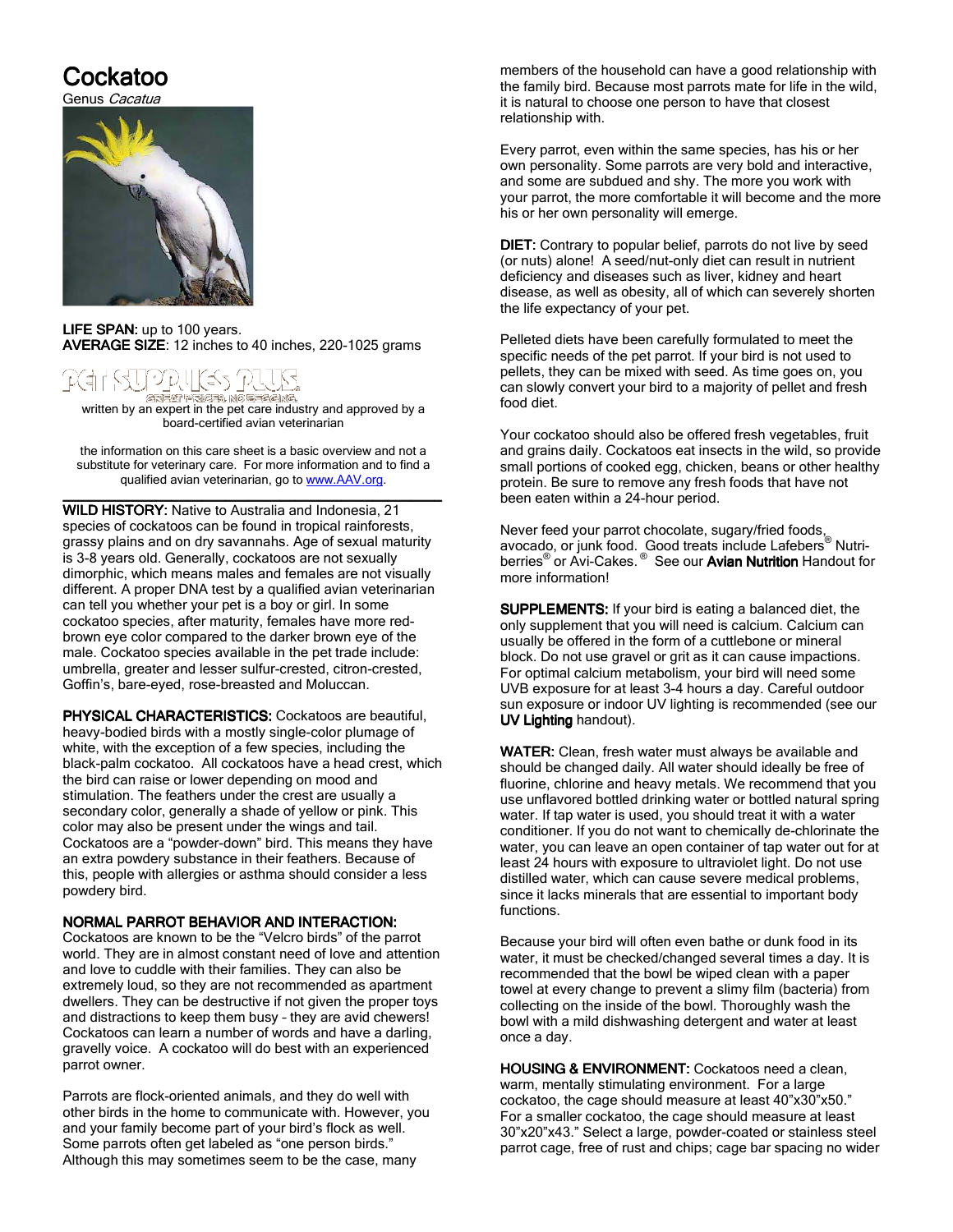# Cockatoo

Genus *Cacatua*

**LIFE SPAN:** up to 100 years.
**AVERAGE SIZE**: 12 inches to 40 inches, 220-1025 grams

PET SUPPLIES PLUS
GREAT PRICES. NO BEGGING.

written by an expert in the pet care industry and approved by a board-certified avian veterinarian

the information on this care sheet is a basic overview and not a substitute for veterinary care. For more information and to find a qualified avian veterinarian, go to www.AAV.org.

**WILD HISTORY:** Native to Australia and Indonesia, 21 species of cockatoos can be found in tropical rainforests, grassy plains and on dry savannahs. Age of sexual maturity is 3-8 years old. Generally, cockatoos are not sexually dimorphic, which means males and females are not visually different. A proper DNA test by a qualified avian veterinarian can tell you whether your pet is a boy or girl. In some cockatoo species, after maturity, females have more red-brown eye color compared to the darker brown eye of the male. Cockatoo species available in the pet trade include: umbrella, greater and lesser sulfur-crested, citron-crested, Goffin's, bare-eyed, rose-breasted and Moluccan.

**PHYSICAL CHARACTERISTICS:** Cockatoos are beautiful, heavy-bodied birds with a mostly single-color plumage of white, with the exception of a few species, including the black-palm cockatoo. All cockatoos have a head crest, which the bird can raise or lower depending on mood and stimulation. The feathers under the crest are usually a secondary color, generally a shade of yellow or pink. This color may also be present under the wings and tail. Cockatoos are a "powder-down" bird. This means they have an extra powdery substance in their feathers. Because of this, people with allergies or asthma should consider a less powdery bird.

**NORMAL PARROT BEHAVIOR AND INTERACTION:**
Cockatoos are known to be the "Velcro birds" of the parrot world. They are in almost constant need of love and attention and love to cuddle with their families. They can also be extremely loud, so they are not recommended as apartment dwellers. They can be destructive if not given the proper toys and distractions to keep them busy – they are avid chewers! Cockatoos can learn a number of words and have a darling, gravelly voice. A cockatoo will do best with an experienced parrot owner.

Parrots are flock-oriented animals, and they do well with other birds in the home to communicate with. However, you and your family become part of your bird's flock as well. Some parrots often get labeled as "one person birds." Although this may sometimes seem to be the case, many members of the household can have a good relationship with the family bird. Because most parrots mate for life in the wild, it is natural to choose one person to have that closest relationship with.

Every parrot, even within the same species, has his or her own personality. Some parrots are very bold and interactive, and some are subdued and shy. The more you work with your parrot, the more comfortable it will become and the more his or her own personality will emerge.

**DIET:** Contrary to popular belief, parrots do not live by seed (or nuts) alone! A seed/nut-only diet can result in nutrient deficiency and diseases such as liver, kidney and heart disease, as well as obesity, all of which can severely shorten the life expectancy of your pet.

Pelleted diets have been carefully formulated to meet the specific needs of the pet parrot. If your bird is not used to pellets, they can be mixed with seed. As time goes on, you can slowly convert your bird to a majority of pellet and fresh food diet.

Your cockatoo should also be offered fresh vegetables, fruit and grains daily. Cockatoos eat insects in the wild, so provide small portions of cooked egg, chicken, beans or other healthy protein. Be sure to remove any fresh foods that have not been eaten within a 24-hour period.

Never feed your parrot chocolate, sugary/fried foods, avocado, or junk food. Good treats include Lafebers® Nutri-berries® or Avi-Cakes.® See our **Avian Nutrition** Handout for more information!

**SUPPLEMENTS:** If your bird is eating a balanced diet, the only supplement that you will need is calcium. Calcium can usually be offered in the form of a cuttlebone or mineral block. Do not use gravel or grit as it can cause impactions. For optimal calcium metabolism, your bird will need some UVB exposure for at least 3-4 hours a day. Careful outdoor sun exposure or indoor UV lighting is recommended (see our **UV Lighting** handout).

**WATER:** Clean, fresh water must always be available and should be changed daily. All water should ideally be free of fluorine, chlorine and heavy metals. We recommend that you use unflavored bottled drinking water or bottled natural spring water. If tap water is used, you should treat it with a water conditioner. If you do not want to chemically de-chlorinate the water, you can leave an open container of tap water out for at least 24 hours with exposure to ultraviolet light. Do not use distilled water, which can cause severe medical problems, since it lacks minerals that are essential to important body functions.

Because your bird will often even bathe or dunk food in its water, it must be checked/changed several times a day. It is recommended that the bowl be wiped clean with a paper towel at every change to prevent a slimy film (bacteria) from collecting on the inside of the bowl. Thoroughly wash the bowl with a mild dishwashing detergent and water at least once a day.

**HOUSING & ENVIRONMENT:** Cockatoos need a clean, warm, mentally stimulating environment. For a large cockatoo, the cage should measure at least 40"x30"x50." For a smaller cockatoo, the cage should measure at least 30"x20"x43." Select a large, powder-coated or stainless steel parrot cage, free of rust and chips; cage bar spacing no wider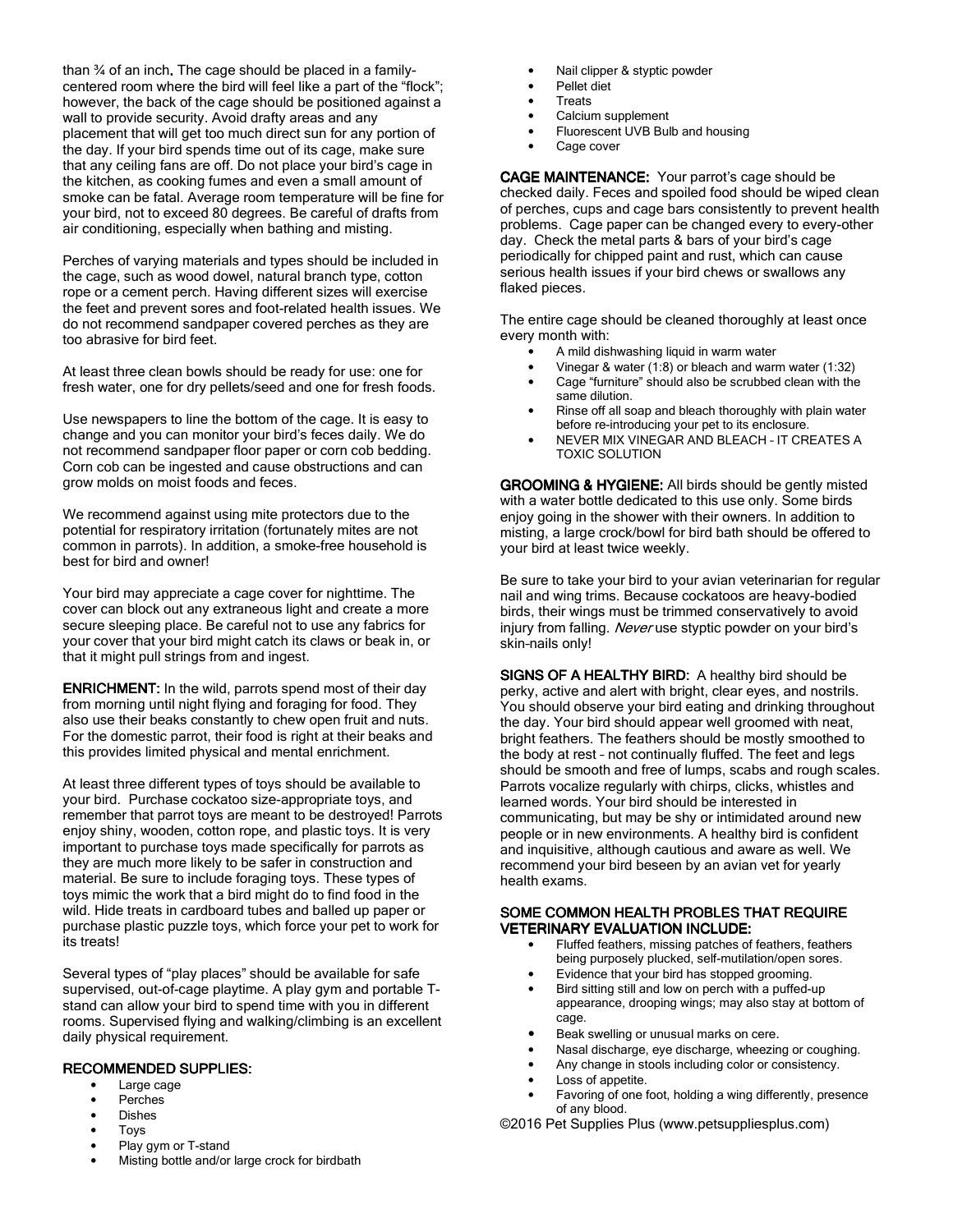than ¾ of an inch. The cage should be placed in a family-centered room where the bird will feel like a part of the "flock"; however, the back of the cage should be positioned against a wall to provide security. Avoid drafty areas and any placement that will get too much direct sun for any portion of the day. If your bird spends time out of its cage, make sure that any ceiling fans are off. Do not place your bird's cage in the kitchen, as cooking fumes and even a small amount of smoke can be fatal. Average room temperature will be fine for your bird, not to exceed 80 degrees. Be careful of drafts from air conditioning, especially when bathing and misting.

Perches of varying materials and types should be included in the cage, such as wood dowel, natural branch type, cotton rope or a cement perch. Having different sizes will exercise the feet and prevent sores and foot-related health issues. We do not recommend sandpaper covered perches as they are too abrasive for bird feet.

At least three clean bowls should be ready for use: one for fresh water, one for dry pellets/seed and one for fresh foods.

Use newspapers to line the bottom of the cage. It is easy to change and you can monitor your bird's feces daily. We do not recommend sandpaper floor paper or corn cob bedding. Corn cob can be ingested and cause obstructions and can grow molds on moist foods and feces.

We recommend against using mite protectors due to the potential for respiratory irritation (fortunately mites are not common in parrots). In addition, a smoke-free household is best for bird and owner!

Your bird may appreciate a cage cover for nighttime. The cover can block out any extraneous light and create a more secure sleeping place. Be careful not to use any fabrics for your cover that your bird might catch its claws or beak in, or that it might pull strings from and ingest.

**ENRICHMENT:** In the wild, parrots spend most of their day from morning until night flying and foraging for food. They also use their beaks constantly to chew open fruit and nuts. For the domestic parrot, their food is right at their beaks and this provides limited physical and mental enrichment.

At least three different types of toys should be available to your bird. Purchase cockatoo size-appropriate toys, and remember that parrot toys are meant to be destroyed! Parrots enjoy shiny, wooden, cotton rope, and plastic toys. It is very important to purchase toys made specifically for parrots as they are much more likely to be safer in construction and material. Be sure to include foraging toys. These types of toys mimic the work that a bird might do to find food in the wild. Hide treats in cardboard tubes and balled up paper or purchase plastic puzzle toys, which force your pet to work for its treats!

Several types of "play places" should be available for safe supervised, out-of-cage playtime. A play gym and portable T-stand can allow your bird to spend time with you in different rooms. Supervised flying and walking/climbing is an excellent daily physical requirement.

**RECOMMENDED SUPPLIES:**

- Large cage
- Perches
- Dishes
- Toys
- Play gym or T-stand
- Misting bottle and/or large crock for birdbath
- Nail clipper & styptic powder
- Pellet diet
- Treats
- Calcium supplement
- Fluorescent UVB Bulb and housing
- Cage cover

**CAGE MAINTENANCE:** Your parrot's cage should be checked daily. Feces and spoiled food should be wiped clean of perches, cups and cage bars consistently to prevent health problems. Cage paper can be changed every to every-other day. Check the metal parts & bars of your bird's cage periodically for chipped paint and rust, which can cause serious health issues if your bird chews or swallows any flaked pieces.

The entire cage should be cleaned thoroughly at least once every month with:

- A mild dishwashing liquid in warm water
- Vinegar & water (1:8) or bleach and warm water (1:32)
- Cage "furniture" should also be scrubbed clean with the same dilution.
- Rinse off all soap and bleach thoroughly with plain water before re-introducing your pet to its enclosure.
- NEVER MIX VINEGAR AND BLEACH – IT CREATES A TOXIC SOLUTION

**GROOMING & HYGIENE:** All birds should be gently misted with a water bottle dedicated to this use only. Some birds enjoy going in the shower with their owners. In addition to misting, a large crock/bowl for bird bath should be offered to your bird at least twice weekly.

Be sure to take your bird to your avian veterinarian for regular nail and wing trims. Because cockatoos are heavy-bodied birds, their wings must be trimmed conservatively to avoid injury from falling. *Never* use styptic powder on your bird's skin–nails only!

**SIGNS OF A HEALTHY BIRD:** A healthy bird should be perky, active and alert with bright, clear eyes, and nostrils. You should observe your bird eating and drinking throughout the day. Your bird should appear well groomed with neat, bright feathers. The feathers should be mostly smoothed to the body at rest – not continually fluffed. The feet and legs should be smooth and free of lumps, scabs and rough scales. Parrots vocalize regularly with chirps, clicks, whistles and learned words. Your bird should be interested in communicating, but may be shy or intimidated around new people or in new environments. A healthy bird is confident and inquisitive, although cautious and aware as well. We recommend your bird beseen by an avian vet for yearly health exams.

**SOME COMMON HEALTH PROBLES THAT REQUIRE VETERINARY EVALUATION INCLUDE:**

- Fluffed feathers, missing patches of feathers, feathers being purposely plucked, self-mutilation/open sores.
- Evidence that your bird has stopped grooming.
- Bird sitting still and low on perch with a puffed-up appearance, drooping wings; may also stay at bottom of cage.
- Beak swelling or unusual marks on cere.
- Nasal discharge, eye discharge, wheezing or coughing.
- Any change in stools including color or consistency.
- Loss of appetite.
- Favoring of one foot, holding a wing differently, presence of any blood.

©2016 Pet Supplies Plus (www.petsuppliesplus.com)